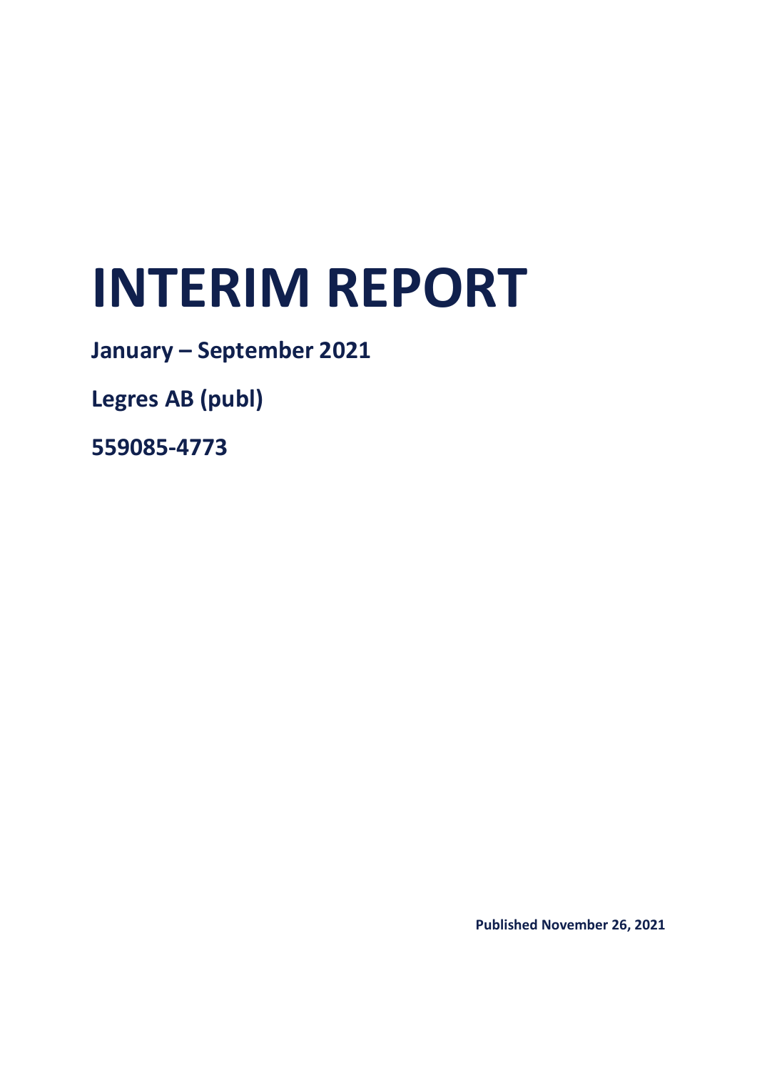# INTERIM REPORT

**January – September 2021**

**Legres AB (publ)**

**559085-4773**

**Published November 26, 2021**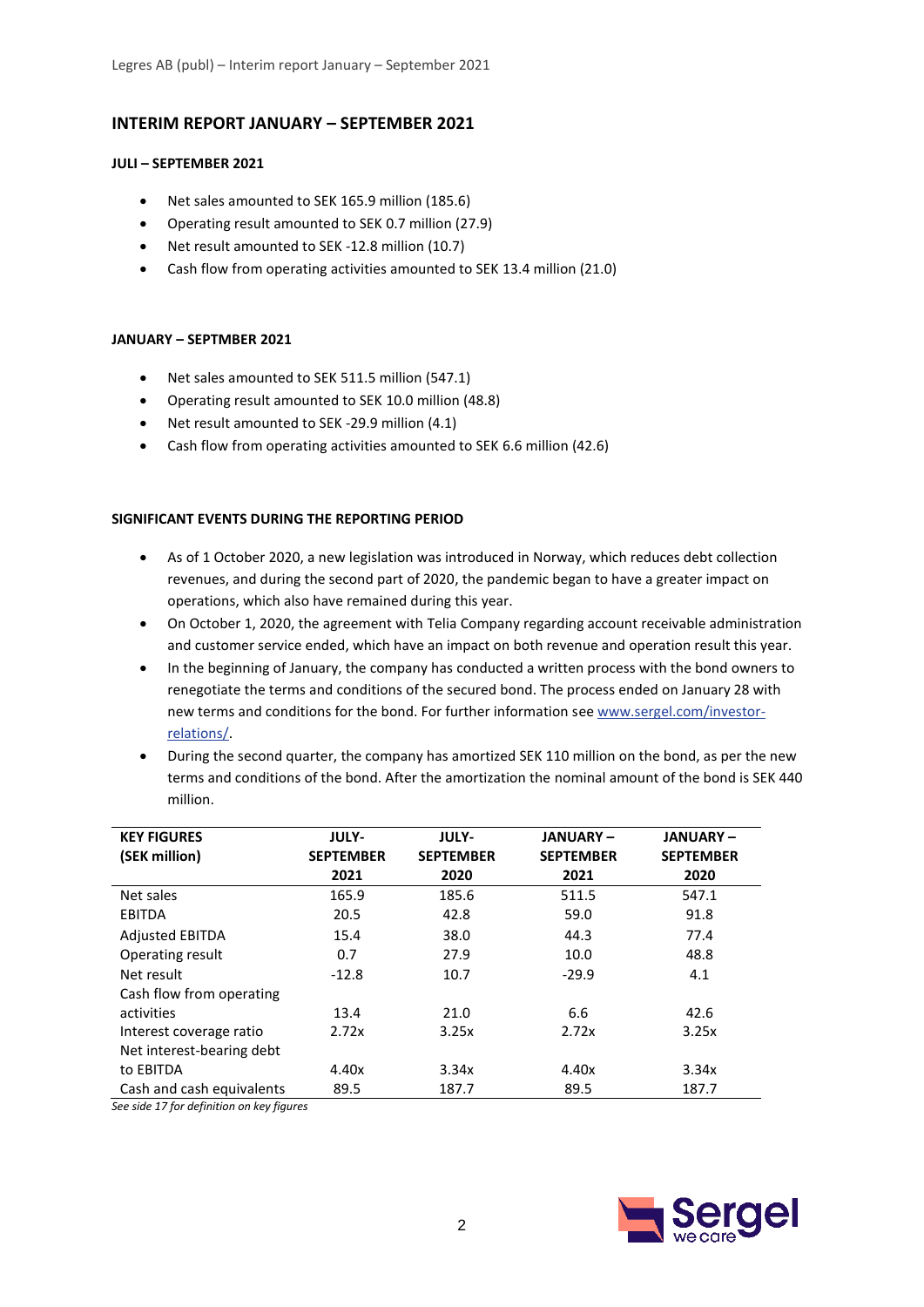# INTERIM REPORT JANUARY – SEPTEMBER 2021

### JULI – SEPTEMBER 2021

- Net sales amounted to SEK 165.9 million (185.6)
- Operating result amounted to SEK 0.7 million (27.9)
- Net result amounted to SEK -12.8 million (10.7)
- Cash flow from operating activities amounted to SEK 13.4 million (21.0)

### JANUARY – SEPTMBER 2021

- Net sales amounted to SEK 511.5 million (547.1)
- Operating result amounted to SEK 10.0 million (48.8)
- Net result amounted to SEK -29.9 million (4.1)
- Cash flow from operating activities amounted to SEK 6.6 million (42.6)

### SIGNIFICANT EVENTS DURING THE REPORTING PERIOD

- As of 1 October 2020, a new legislation was introduced in Norway, which reduces debt collection revenues, and during the second part of 2020, the pandemic began to have a greater impact on operations, which also have remained during this year.
- On October 1, 2020, the agreement with Telia Company regarding account receivable administration and customer service ended, which have an impact on both revenue and operation result this year.
- In the beginning of January, the company has conducted a written process with the bond owners to renegotiate the terms and conditions of the secured bond. The process ended on January 28 with new terms and conditions for the bond. For further information see www.sergel.com/investor-relations/.
- During the second quarter, the company has amortized SEK 110 million on the bond, as per the new terms and conditions of the bond. After the amortization the nominal amount of the bond is SEK 440 million.

| KEY FIGURES (SEK million) | JULY-SEPTEMBER 2021 | JULY-SEPTEMBER 2020 | JANUARY – SEPTEMBER 2021 | JANUARY – SEPTEMBER 2020 |
|---|---|---|---|---|
| Net sales | 165.9 | 185.6 | 511.5 | 547.1 |
| EBITDA | 20.5 | 42.8 | 59.0 | 91.8 |
| Adjusted EBITDA | 15.4 | 38.0 | 44.3 | 77.4 |
| Operating result | 0.7 | 27.9 | 10.0 | 48.8 |
| Net result | -12.8 | 10.7 | -29.9 | 4.1 |
| Cash flow from operating activities | 13.4 | 21.0 | 6.6 | 42.6 |
| Interest coverage ratio | 2.72x | 3.25x | 2.72x | 3.25x |
| Net interest-bearing debt to EBITDA | 4.40x | 3.34x | 4.40x | 3.34x |
| Cash and cash equivalents | 89.5 | 187.7 | 89.5 | 187.7 |

*See side 17 for definition on key figures*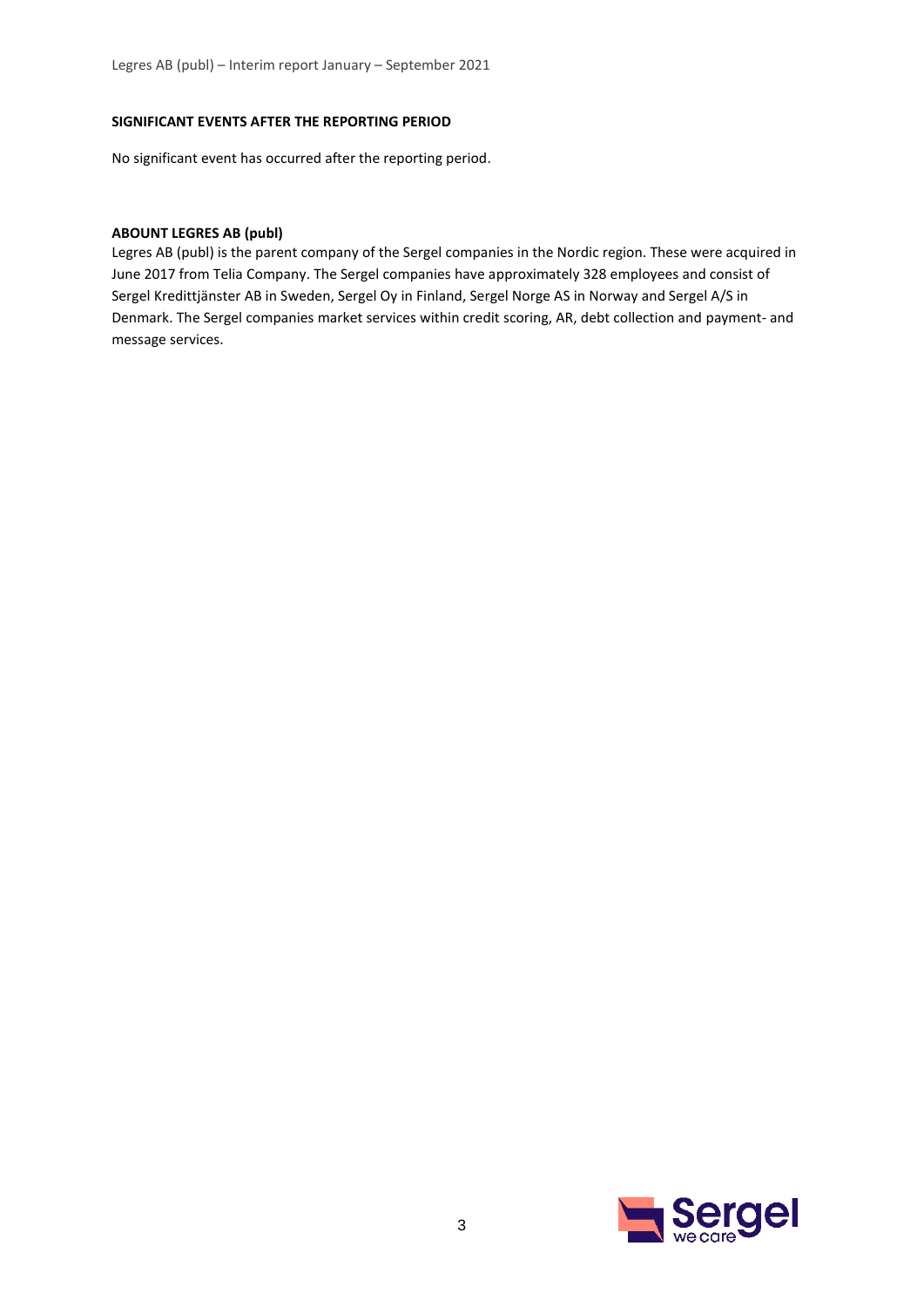**SIGNIFICANT EVENTS AFTER THE REPORTING PERIOD**

No significant event has occurred after the reporting period.

**ABOUNT LEGRES AB (publ)**

Legres AB (publ) is the parent company of the Sergel companies in the Nordic region. These were acquired in June 2017 from Telia Company. The Sergel companies have approximately 328 employees and consist of Sergel Kredittjänster AB in Sweden, Sergel Oy in Finland, Sergel Norge AS in Norway and Sergel A/S in Denmark. The Sergel companies market services within credit scoring, AR, debt collection and payment- and message services.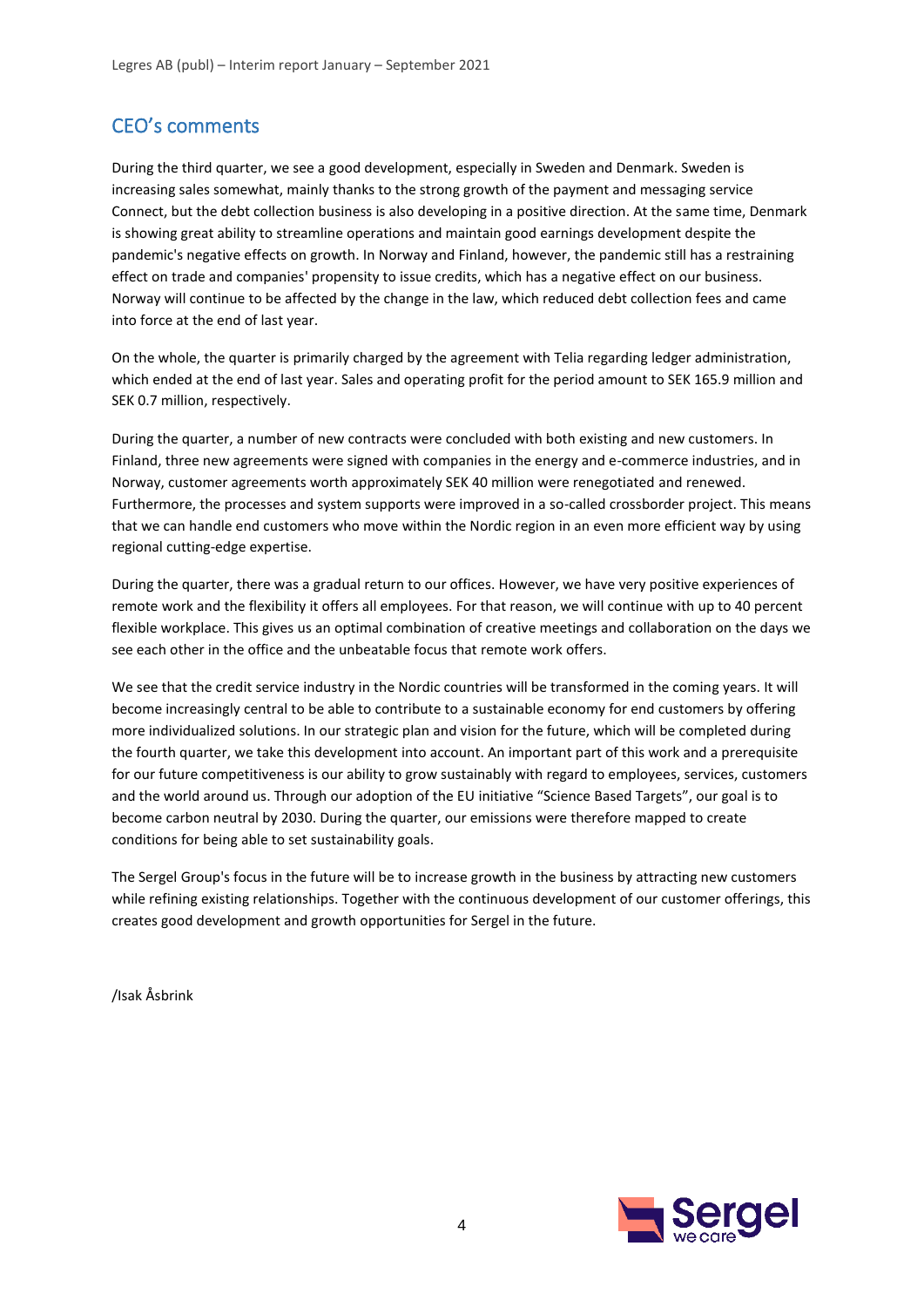## CEO's comments

During the third quarter, we see a good development, especially in Sweden and Denmark. Sweden is increasing sales somewhat, mainly thanks to the strong growth of the payment and messaging service Connect, but the debt collection business is also developing in a positive direction. At the same time, Denmark is showing great ability to streamline operations and maintain good earnings development despite the pandemic's negative effects on growth. In Norway and Finland, however, the pandemic still has a restraining effect on trade and companies' propensity to issue credits, which has a negative effect on our business. Norway will continue to be affected by the change in the law, which reduced debt collection fees and came into force at the end of last year.

On the whole, the quarter is primarily charged by the agreement with Telia regarding ledger administration, which ended at the end of last year. Sales and operating profit for the period amount to SEK 165.9 million and SEK 0.7 million, respectively.

During the quarter, a number of new contracts were concluded with both existing and new customers. In Finland, three new agreements were signed with companies in the energy and e-commerce industries, and in Norway, customer agreements worth approximately SEK 40 million were renegotiated and renewed. Furthermore, the processes and system supports were improved in a so-called crossborder project. This means that we can handle end customers who move within the Nordic region in an even more efficient way by using regional cutting-edge expertise.

During the quarter, there was a gradual return to our offices. However, we have very positive experiences of remote work and the flexibility it offers all employees. For that reason, we will continue with up to 40 percent flexible workplace. This gives us an optimal combination of creative meetings and collaboration on the days we see each other in the office and the unbeatable focus that remote work offers.

We see that the credit service industry in the Nordic countries will be transformed in the coming years. It will become increasingly central to be able to contribute to a sustainable economy for end customers by offering more individualized solutions. In our strategic plan and vision for the future, which will be completed during the fourth quarter, we take this development into account. An important part of this work and a prerequisite for our future competitiveness is our ability to grow sustainably with regard to employees, services, customers and the world around us. Through our adoption of the EU initiative "Science Based Targets", our goal is to become carbon neutral by 2030. During the quarter, our emissions were therefore mapped to create conditions for being able to set sustainability goals.

The Sergel Group's focus in the future will be to increase growth in the business by attracting new customers while refining existing relationships. Together with the continuous development of our customer offerings, this creates good development and growth opportunities for Sergel in the future.

/Isak Åsbrink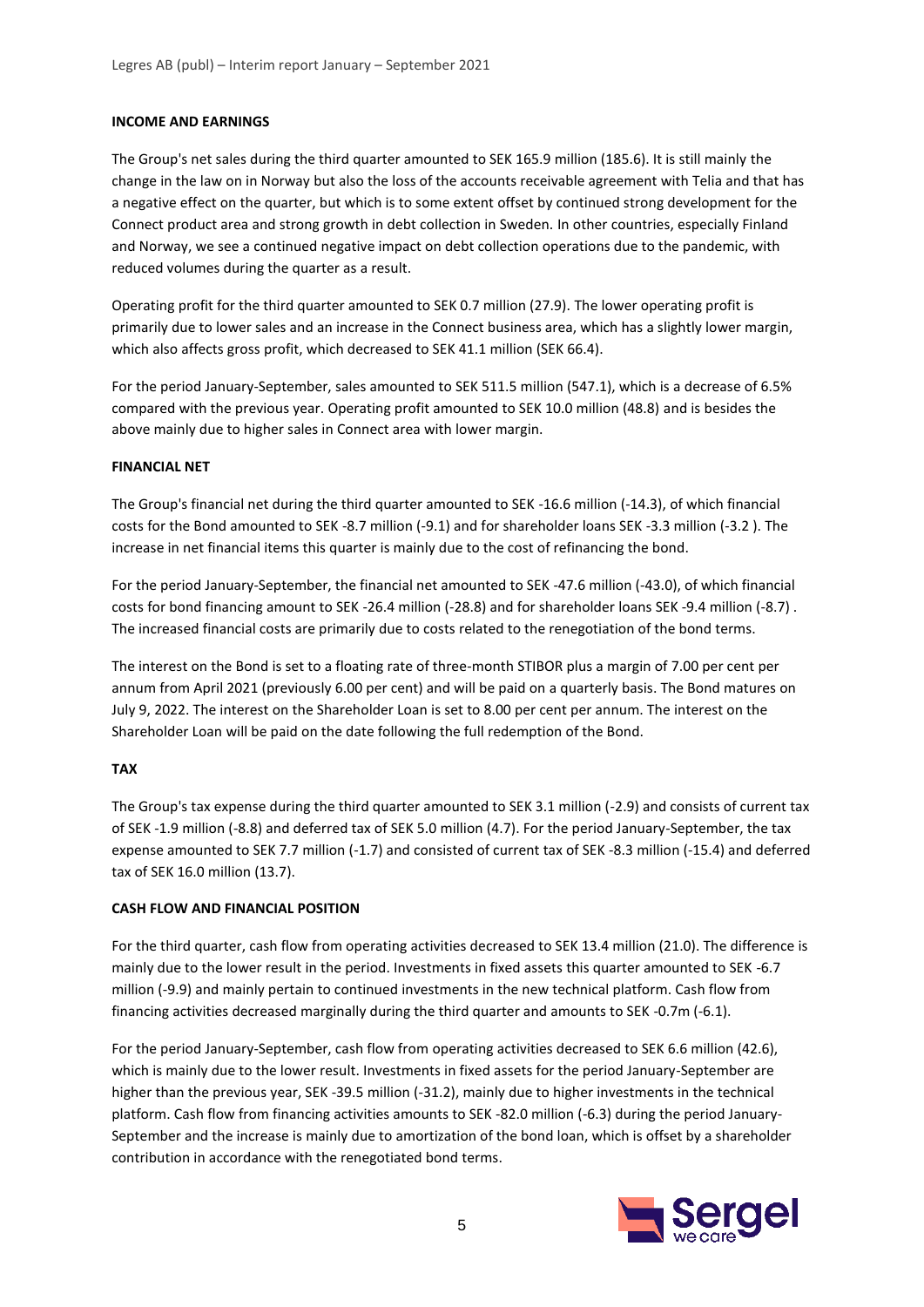#### INCOME AND EARNINGS

The Group's net sales during the third quarter amounted to SEK 165.9 million (185.6). It is still mainly the change in the law on in Norway but also the loss of the accounts receivable agreement with Telia and that has a negative effect on the quarter, but which is to some extent offset by continued strong development for the Connect product area and strong growth in debt collection in Sweden. In other countries, especially Finland and Norway, we see a continued negative impact on debt collection operations due to the pandemic, with reduced volumes during the quarter as a result.

Operating profit for the third quarter amounted to SEK 0.7 million (27.9). The lower operating profit is primarily due to lower sales and an increase in the Connect business area, which has a slightly lower margin, which also affects gross profit, which decreased to SEK 41.1 million (SEK 66.4).

For the period January-September, sales amounted to SEK 511.5 million (547.1), which is a decrease of 6.5% compared with the previous year. Operating profit amounted to SEK 10.0 million (48.8) and is besides the above mainly due to higher sales in Connect area with lower margin.

#### FINANCIAL NET

The Group's financial net during the third quarter amounted to SEK -16.6 million (-14.3), of which financial costs for the Bond amounted to SEK -8.7 million (-9.1) and for shareholder loans SEK -3.3 million (-3.2 ). The increase in net financial items this quarter is mainly due to the cost of refinancing the bond.

For the period January-September, the financial net amounted to SEK -47.6 million (-43.0), of which financial costs for bond financing amount to SEK -26.4 million (-28.8) and for shareholder loans SEK -9.4 million (-8.7) . The increased financial costs are primarily due to costs related to the renegotiation of the bond terms.

The interest on the Bond is set to a floating rate of three-month STIBOR plus a margin of 7.00 per cent per annum from April 2021 (previously 6.00 per cent) and will be paid on a quarterly basis. The Bond matures on July 9, 2022. The interest on the Shareholder Loan is set to 8.00 per cent per annum. The interest on the Shareholder Loan will be paid on the date following the full redemption of the Bond.

#### TAX

The Group's tax expense during the third quarter amounted to SEK 3.1 million (-2.9) and consists of current tax of SEK -1.9 million (-8.8) and deferred tax of SEK 5.0 million (4.7). For the period January-September, the tax expense amounted to SEK 7.7 million (-1.7) and consisted of current tax of SEK -8.3 million (-15.4) and deferred tax of SEK 16.0 million (13.7).

#### CASH FLOW AND FINANCIAL POSITION

For the third quarter, cash flow from operating activities decreased to SEK 13.4 million (21.0). The difference is mainly due to the lower result in the period. Investments in fixed assets this quarter amounted to SEK -6.7 million (-9.9) and mainly pertain to continued investments in the new technical platform. Cash flow from financing activities decreased marginally during the third quarter and amounts to SEK -0.7m (-6.1).

For the period January-September, cash flow from operating activities decreased to SEK 6.6 million (42.6), which is mainly due to the lower result. Investments in fixed assets for the period January-September are higher than the previous year, SEK -39.5 million (-31.2), mainly due to higher investments in the technical platform. Cash flow from financing activities amounts to SEK -82.0 million (-6.3) during the period January-September and the increase is mainly due to amortization of the bond loan, which is offset by a shareholder contribution in accordance with the renegotiated bond terms.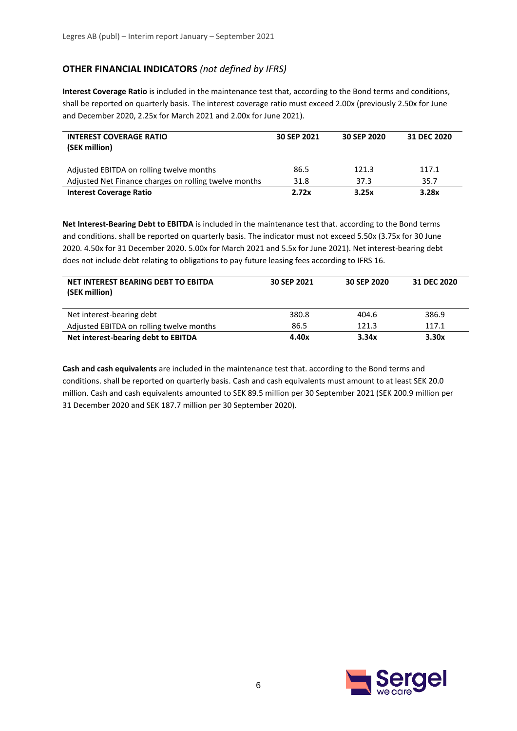## OTHER FINANCIAL INDICATORS *(not defined by IFRS)*

**Interest Coverage Ratio** is included in the maintenance test that, according to the Bond terms and conditions, shall be reported on quarterly basis. The interest coverage ratio must exceed 2.00x (previously 2.50x for June and December 2020, 2.25x for March 2021 and 2.00x for June 2021).

| INTEREST COVERAGE RATIO (SEK million) | 30 SEP 2021 | 30 SEP 2020 | 31 DEC 2020 |
|---|---|---|---|
| Adjusted EBITDA on rolling twelve months | 86.5 | 121.3 | 117.1 |
| Adjusted Net Finance charges on rolling twelve months | 31.8 | 37.3 | 35.7 |
| **Interest Coverage Ratio** | **2.72x** | **3.25x** | **3.28x** |

**Net Interest-Bearing Debt to EBITDA** is included in the maintenance test that. according to the Bond terms and conditions. shall be reported on quarterly basis. The indicator must not exceed 5.50x (3.75x for 30 June 2020. 4.50x for 31 December 2020. 5.00x for March 2021 and 5.5x for June 2021). Net interest-bearing debt does not include debt relating to obligations to pay future leasing fees according to IFRS 16.

| NET INTEREST BEARING DEBT TO EBITDA (SEK million) | 30 SEP 2021 | 30 SEP 2020 | 31 DEC 2020 |
|---|---|---|---|
| Net interest-bearing debt | 380.8 | 404.6 | 386.9 |
| Adjusted EBITDA on rolling twelve months | 86.5 | 121.3 | 117.1 |
| **Net interest-bearing debt to EBITDA** | **4.40x** | **3.34x** | **3.30x** |

**Cash and cash equivalents** are included in the maintenance test that. according to the Bond terms and conditions. shall be reported on quarterly basis. Cash and cash equivalents must amount to at least SEK 20.0 million. Cash and cash equivalents amounted to SEK 89.5 million per 30 September 2021 (SEK 200.9 million per 31 December 2020 and SEK 187.7 million per 30 September 2020).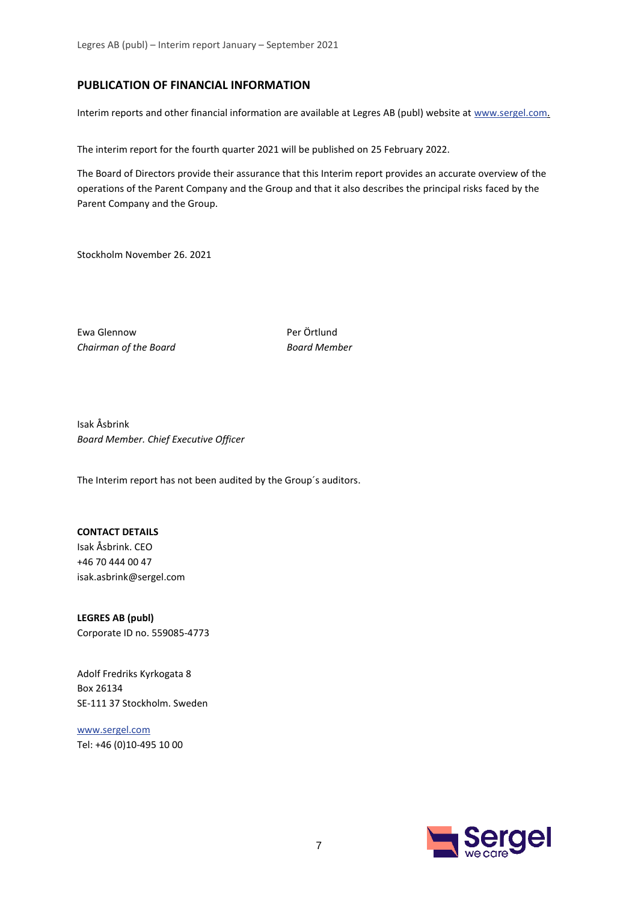## PUBLICATION OF FINANCIAL INFORMATION

Interim reports and other financial information are available at Legres AB (publ) website at www.sergel.com.

The interim report for the fourth quarter 2021 will be published on 25 February 2022.

The Board of Directors provide their assurance that this Interim report provides an accurate overview of the operations of the Parent Company and the Group and that it also describes the principal risks faced by the Parent Company and the Group.

Stockholm November 26. 2021

Ewa Glennow
*Chairman of the Board*

Per Örtlund
*Board Member*

Isak Åsbrink
*Board Member. Chief Executive Officer*

The Interim report has not been audited by the Group´s auditors.

**CONTACT DETAILS**
Isak Åsbrink. CEO
+46 70 444 00 47
isak.asbrink@sergel.com

**LEGRES AB (publ)**
Corporate ID no. 559085-4773

Adolf Fredriks Kyrkogata 8
Box 26134
SE-111 37 Stockholm. Sweden

www.sergel.com
Tel: +46 (0)10-495 10 00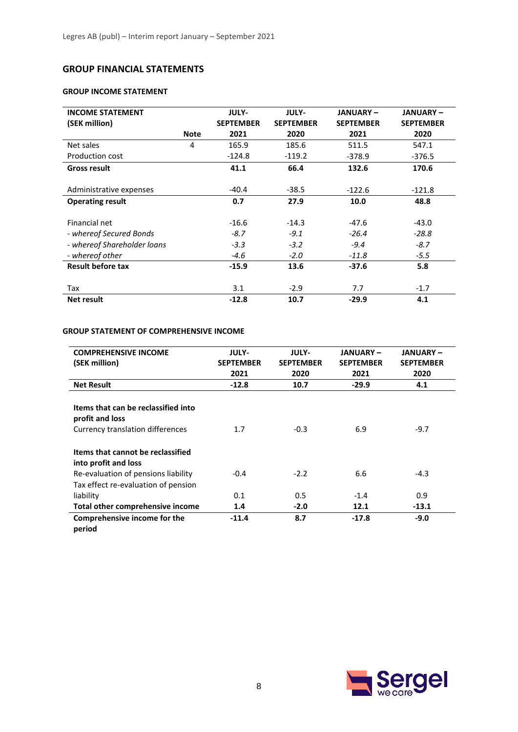## GROUP FINANCIAL STATEMENTS

### GROUP INCOME STATEMENT

| INCOME STATEMENT (SEK million) | Note | JULY-SEPTEMBER 2021 | JULY-SEPTEMBER 2020 | JANUARY – SEPTEMBER 2021 | JANUARY – SEPTEMBER 2020 |
|---|---|---|---|---|---|
| Net sales | 4 | 165.9 | 185.6 | 511.5 | 547.1 |
| Production cost | | -124.8 | -119.2 | -378.9 | -376.5 |
| **Gross result** | | **41.1** | **66.4** | **132.6** | **170.6** |
| Administrative expenses | | -40.4 | -38.5 | -122.6 | -121.8 |
| **Operating result** | | **0.7** | **27.9** | **10.0** | **48.8** |
| Financial net | | -16.6 | -14.3 | -47.6 | -43.0 |
| *- whereof Secured Bonds* | | *-8.7* | *-9.1* | *-26.4* | *-28.8* |
| *- whereof Shareholder loans* | | *-3.3* | *-3.2* | *-9.4* | *-8.7* |
| *- whereof other* | | *-4.6* | *-2.0* | *-11.8* | *-5.5* |
| **Result before tax** | | **-15.9** | **13.6** | **-37.6** | **5.8** |
| Tax | | 3.1 | -2.9 | 7.7 | -1.7 |
| **Net result** | | **-12.8** | **10.7** | **-29.9** | **4.1** |

### GROUP STATEMENT OF COMPREHENSIVE INCOME

| COMPREHENSIVE INCOME (SEK million) | JULY-SEPTEMBER 2021 | JULY-SEPTEMBER 2020 | JANUARY – SEPTEMBER 2021 | JANUARY – SEPTEMBER 2020 |
|---|---|---|---|---|
| **Net Result** | **-12.8** | **10.7** | **-29.9** | **4.1** |
| **Items that can be reclassified into profit and loss** | | | | |
| Currency translation differences | 1.7 | -0.3 | 6.9 | -9.7 |
| **Items that cannot be reclassified into profit and loss** | | | | |
| Re-evaluation of pensions liability | -0.4 | -2.2 | 6.6 | -4.3 |
| Tax effect re-evaluation of pension liability | 0.1 | 0.5 | -1.4 | 0.9 |
| **Total other comprehensive income** | **1.4** | **-2.0** | **12.1** | **-13.1** |
| **Comprehensive income for the period** | **-11.4** | **8.7** | **-17.8** | **-9.0** |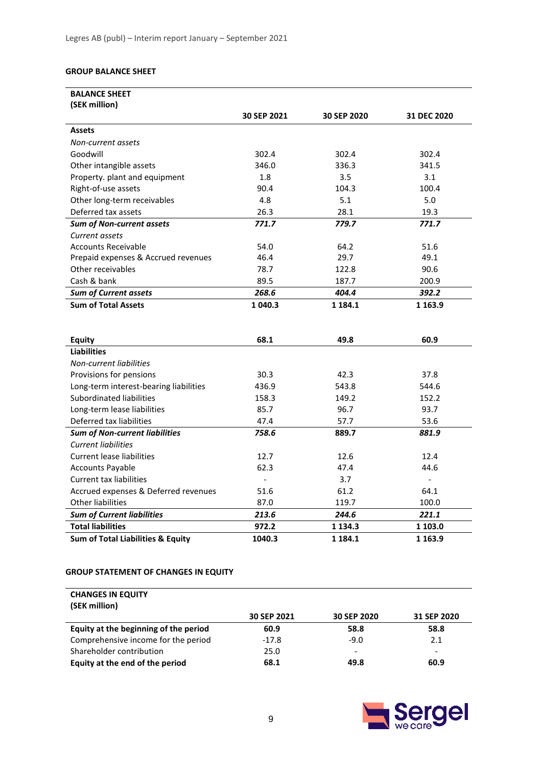**GROUP BALANCE SHEET**

| **BALANCE SHEET (SEK million)** | **30 SEP 2021** | **30 SEP 2020** | **31 DEC 2020** |
|---|---|---|---|
| **Assets** | | | |
| *Non-current assets* | | | |
| Goodwill | 302.4 | 302.4 | 302.4 |
| Other intangible assets | 346.0 | 336.3 | 341.5 |
| Property. plant and equipment | 1.8 | 3.5 | 3.1 |
| Right-of-use assets | 90.4 | 104.3 | 100.4 |
| Other long-term receivables | 4.8 | 5.1 | 5.0 |
| Deferred tax assets | 26.3 | 28.1 | 19.3 |
| ***Sum of Non-current assets*** | ***771.7*** | ***779.7*** | ***771.7*** |
| *Current assets* | | | |
| Accounts Receivable | 54.0 | 64.2 | 51.6 |
| Prepaid expenses & Accrued revenues | 46.4 | 29.7 | 49.1 |
| Other receivables | 78.7 | 122.8 | 90.6 |
| Cash & bank | 89.5 | 187.7 | 200.9 |
| ***Sum of Current assets*** | ***268.6*** | ***404.4*** | ***392.2*** |
| **Sum of Total Assets** | **1 040.3** | **1 184.1** | **1 163.9** |
| | | | |
| **Equity** | **68.1** | **49.8** | **60.9** |
| **Liabilities** | | | |
| *Non-current liabilities* | | | |
| Provisions for pensions | 30.3 | 42.3 | 37.8 |
| Long-term interest-bearing liabilities | 436.9 | 543.8 | 544.6 |
| Subordinated liabilities | 158.3 | 149.2 | 152.2 |
| Long-term lease liabilities | 85.7 | 96.7 | 93.7 |
| Deferred tax liabilities | 47.4 | 57.7 | 53.6 |
| ***Sum of Non-current liabilities*** | ***758.6*** | ***889.7*** | ***881.9*** |
| *Current liabilities* | | | |
| Current lease liabilities | 12.7 | 12.6 | 12.4 |
| Accounts Payable | 62.3 | 47.4 | 44.6 |
| Current tax liabilities | - | 3.7 | - |
| Accrued expenses & Deferred revenues | 51.6 | 61.2 | 64.1 |
| Other liabilities | 87.0 | 119.7 | 100.0 |
| ***Sum of Current liabilities*** | ***213.6*** | ***244.6*** | ***221.1*** |
| **Total liabilities** | **972.2** | **1 134.3** | **1 103.0** |
| **Sum of Total Liabilities & Equity** | **1040.3** | **1 184.1** | **1 163.9** |

**GROUP STATEMENT OF CHANGES IN EQUITY**

| **CHANGES IN EQUITY (SEK million)** | **30 SEP 2021** | **30 SEP 2020** | **31 SEP 2020** |
|---|---|---|---|
| **Equity at the beginning of the period** | **60.9** | **58.8** | **58.8** |
| Comprehensive income for the period | -17.8 | -9.0 | 2.1 |
| Shareholder contribution | 25.0 | - | - |
| **Equity at the end of the period** | **68.1** | **49.8** | **60.9** |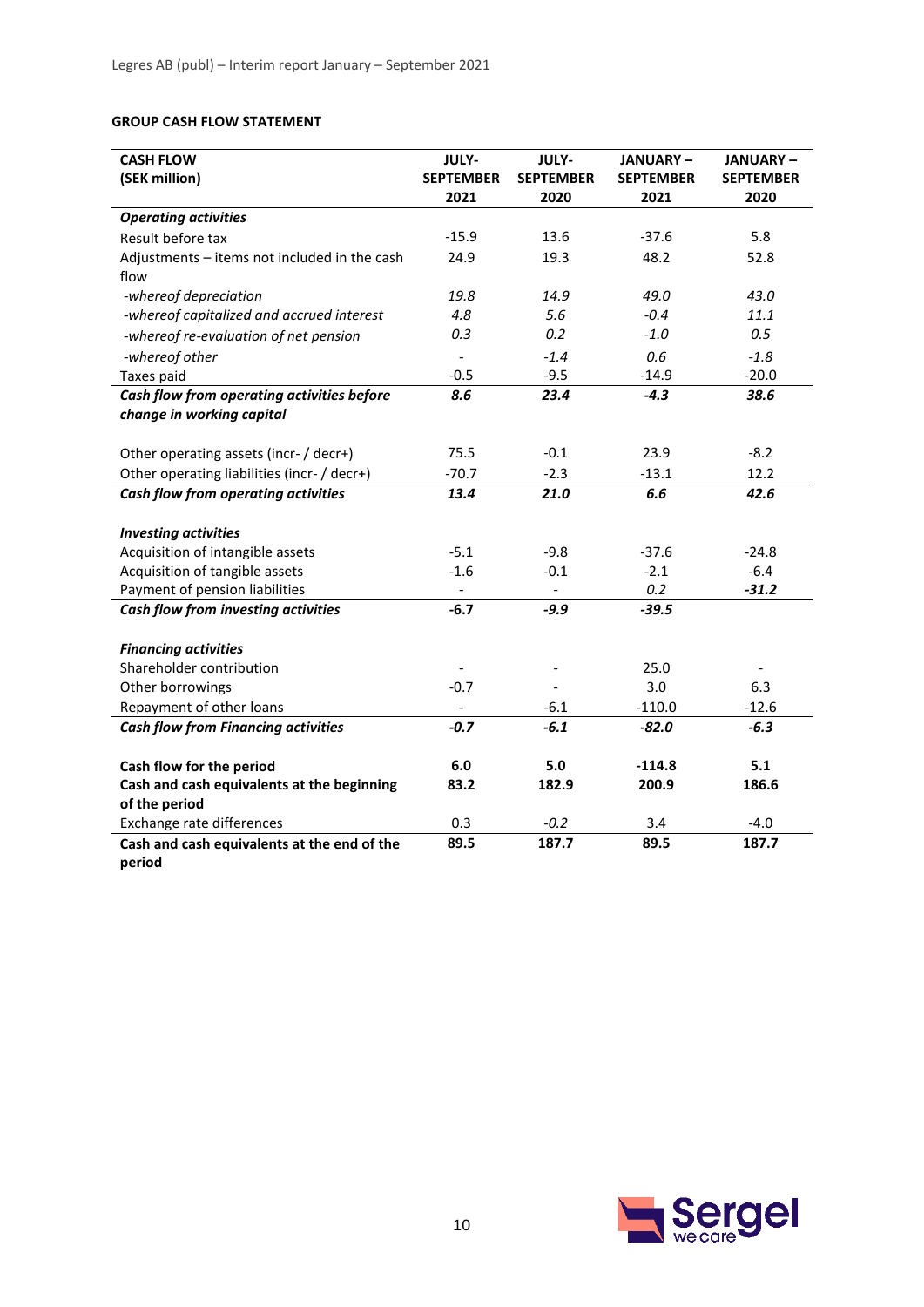**GROUP CASH FLOW STATEMENT**

| CASH FLOW (SEK million) | JULY-SEPTEMBER 2021 | JULY-SEPTEMBER 2020 | JANUARY – SEPTEMBER 2021 | JANUARY – SEPTEMBER 2020 |
|---|---|---|---|---|
| ***Operating activities*** | | | | |
| Result before tax | -15.9 | 13.6 | -37.6 | 5.8 |
| Adjustments – items not included in the cash flow | 24.9 | 19.3 | 48.2 | 52.8 |
| *-whereof depreciation* | *19.8* | *14.9* | *49.0* | *43.0* |
| *-whereof capitalized and accrued interest* | *4.8* | *5.6* | *-0.4* | *11.1* |
| *-whereof re-evaluation of net pension* | *0.3* | *0.2* | *-1.0* | *0.5* |
| *-whereof other* | - | *-1.4* | *0.6* | *-1.8* |
| Taxes paid | -0.5 | -9.5 | -14.9 | -20.0 |
| ***Cash flow from operating activities before change in working capital*** | ***8.6*** | ***23.4*** | ***-4.3*** | ***38.6*** |
| Other operating assets (incr- / decr+) | 75.5 | -0.1 | 23.9 | -8.2 |
| Other operating liabilities (incr- / decr+) | -70.7 | -2.3 | -13.1 | 12.2 |
| ***Cash flow from operating activities*** | ***13.4*** | ***21.0*** | ***6.6*** | ***42.6*** |
| ***Investing activities*** | | | | |
| Acquisition of intangible assets | -5.1 | -9.8 | -37.6 | -24.8 |
| Acquisition of tangible assets | -1.6 | -0.1 | -2.1 | -6.4 |
| Payment of pension liabilities | - | - | 0.2 | ***-31.2*** |
| ***Cash flow from investing activities*** | **-6.7** | ***-9.9*** | ***-39.5*** | |
| ***Financing activities*** | | | | |
| Shareholder contribution | - | - | 25.0 | - |
| Other borrowings | -0.7 | - | 3.0 | 6.3 |
| Repayment of other loans | - | -6.1 | -110.0 | -12.6 |
| ***Cash flow from Financing activities*** | ***-0.7*** | ***-6.1*** | ***-82.0*** | ***-6.3*** |
| **Cash flow for the period** | **6.0** | **5.0** | **-114.8** | **5.1** |
| **Cash and cash equivalents at the beginning of the period** | **83.2** | **182.9** | **200.9** | **186.6** |
| Exchange rate differences | 0.3 | *-0.2* | 3.4 | -4.0 |
| **Cash and cash equivalents at the end of the period** | **89.5** | **187.7** | **89.5** | **187.7** |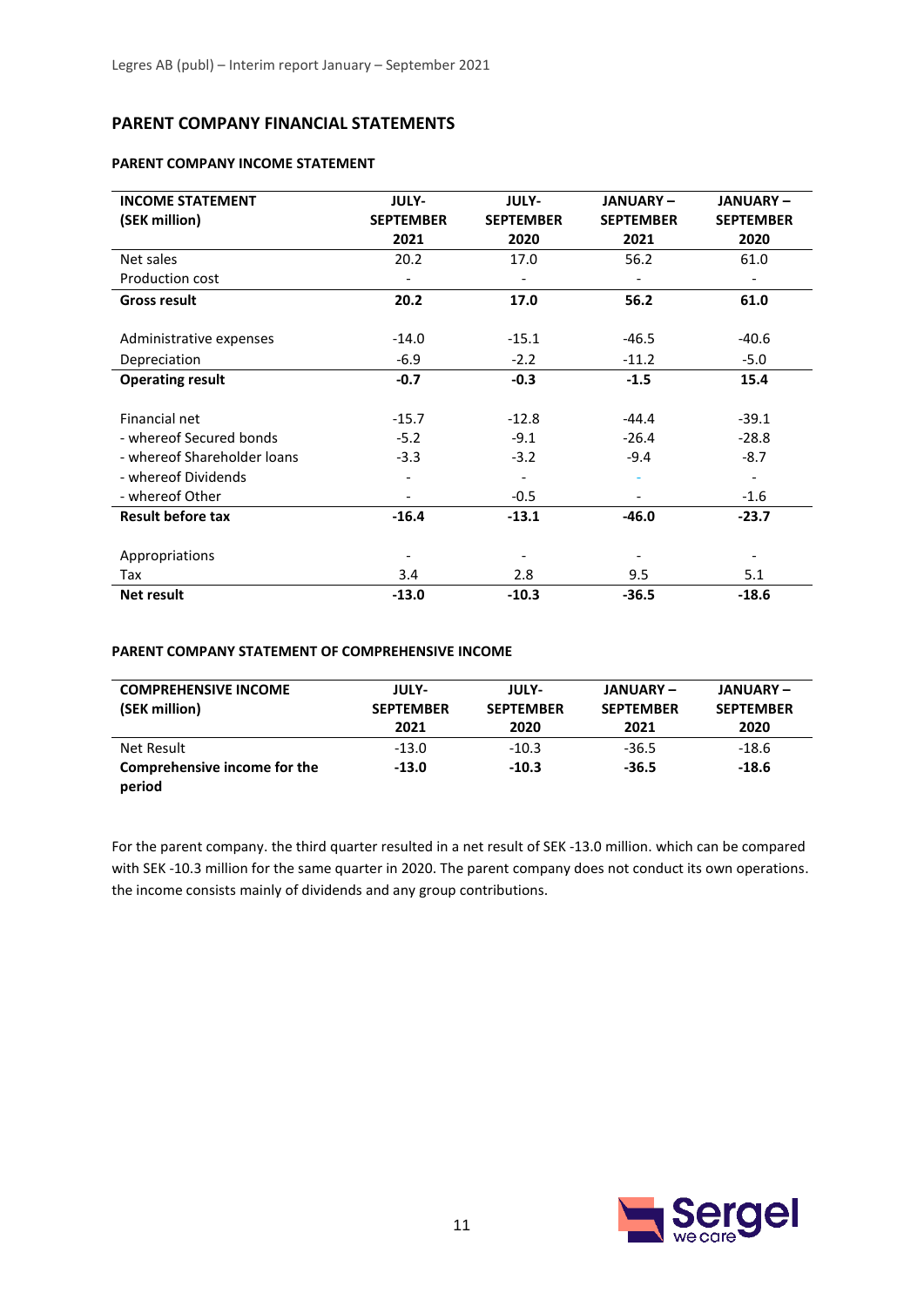## PARENT COMPANY FINANCIAL STATEMENTS

### PARENT COMPANY INCOME STATEMENT

| INCOME STATEMENT (SEK million) | JULY-SEPTEMBER 2021 | JULY-SEPTEMBER 2020 | JANUARY – SEPTEMBER 2021 | JANUARY – SEPTEMBER 2020 |
|---|---|---|---|---|
| Net sales | 20.2 | 17.0 | 56.2 | 61.0 |
| Production cost | - | - | - | - |
| **Gross result** | **20.2** | **17.0** | **56.2** | **61.0** |
| | | | | |
| Administrative expenses | -14.0 | -15.1 | -46.5 | -40.6 |
| Depreciation | -6.9 | -2.2 | -11.2 | -5.0 |
| **Operating result** | **-0.7** | **-0.3** | **-1.5** | **15.4** |
| | | | | |
| Financial net | -15.7 | -12.8 | -44.4 | -39.1 |
| - whereof Secured bonds | -5.2 | -9.1 | -26.4 | -28.8 |
| - whereof Shareholder loans | -3.3 | -3.2 | -9.4 | -8.7 |
| - whereof Dividends | - | - | - | - |
| - whereof Other | - | -0.5 | - | -1.6 |
| **Result before tax** | **-16.4** | **-13.1** | **-46.0** | **-23.7** |
| | | | | |
| Appropriations | - | - | - | - |
| Tax | 3.4 | 2.8 | 9.5 | 5.1 |
| **Net result** | **-13.0** | **-10.3** | **-36.5** | **-18.6** |

### PARENT COMPANY STATEMENT OF COMPREHENSIVE INCOME

| COMPREHENSIVE INCOME (SEK million) | JULY-SEPTEMBER 2021 | JULY-SEPTEMBER 2020 | JANUARY – SEPTEMBER 2021 | JANUARY – SEPTEMBER 2020 |
|---|---|---|---|---|
| Net Result | -13.0 | -10.3 | -36.5 | -18.6 |
| **Comprehensive income for the period** | **-13.0** | **-10.3** | **-36.5** | **-18.6** |

For the parent company. the third quarter resulted in a net result of SEK -13.0 million. which can be compared with SEK -10.3 million for the same quarter in 2020. The parent company does not conduct its own operations. the income consists mainly of dividends and any group contributions.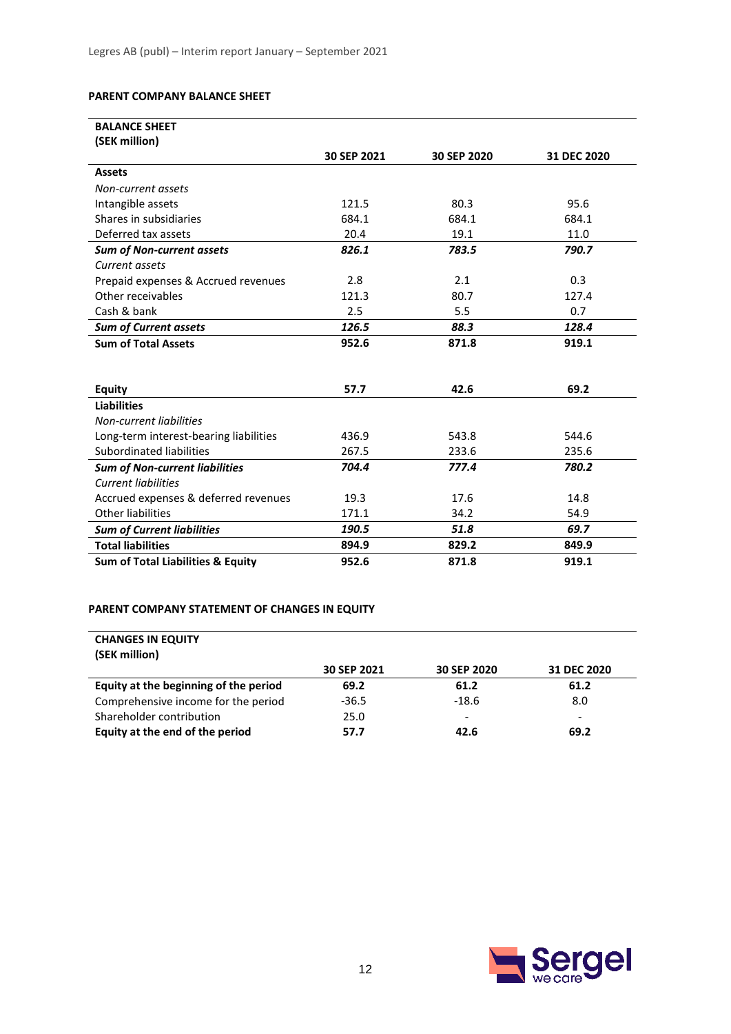## PARENT COMPANY BALANCE SHEET

| BALANCE SHEET (SEK million) | 30 SEP 2021 | 30 SEP 2020 | 31 DEC 2020 |
|---|---|---|---|
| **Assets** | | | |
| *Non-current assets* | | | |
| Intangible assets | 121.5 | 80.3 | 95.6 |
| Shares in subsidiaries | 684.1 | 684.1 | 684.1 |
| Deferred tax assets | 20.4 | 19.1 | 11.0 |
| ***Sum of Non-current assets*** | ***826.1*** | ***783.5*** | ***790.7*** |
| *Current assets* | | | |
| Prepaid expenses & Accrued revenues | 2.8 | 2.1 | 0.3 |
| Other receivables | 121.3 | 80.7 | 127.4 |
| Cash & bank | 2.5 | 5.5 | 0.7 |
| ***Sum of Current assets*** | ***126.5*** | ***88.3*** | ***128.4*** |
| **Sum of Total Assets** | **952.6** | **871.8** | **919.1** |
| | | | |
| **Equity** | **57.7** | **42.6** | **69.2** |
| **Liabilities** | | | |
| *Non-current liabilities* | | | |
| Long-term interest-bearing liabilities | 436.9 | 543.8 | 544.6 |
| Subordinated liabilities | 267.5 | 233.6 | 235.6 |
| ***Sum of Non-current liabilities*** | ***704.4*** | ***777.4*** | ***780.2*** |
| *Current liabilities* | | | |
| Accrued expenses & deferred revenues | 19.3 | 17.6 | 14.8 |
| Other liabilities | 171.1 | 34.2 | 54.9 |
| ***Sum of Current liabilities*** | ***190.5*** | ***51.8*** | ***69.7*** |
| **Total liabilities** | **894.9** | **829.2** | **849.9** |
| **Sum of Total Liabilities & Equity** | **952.6** | **871.8** | **919.1** |

## PARENT COMPANY STATEMENT OF CHANGES IN EQUITY

| CHANGES IN EQUITY (SEK million) | 30 SEP 2021 | 30 SEP 2020 | 31 DEC 2020 |
|---|---|---|---|
| **Equity at the beginning of the period** | **69.2** | **61.2** | **61.2** |
| Comprehensive income for the period | -36.5 | -18.6 | 8.0 |
| Shareholder contribution | 25.0 | - | - |
| **Equity at the end of the period** | **57.7** | **42.6** | **69.2** |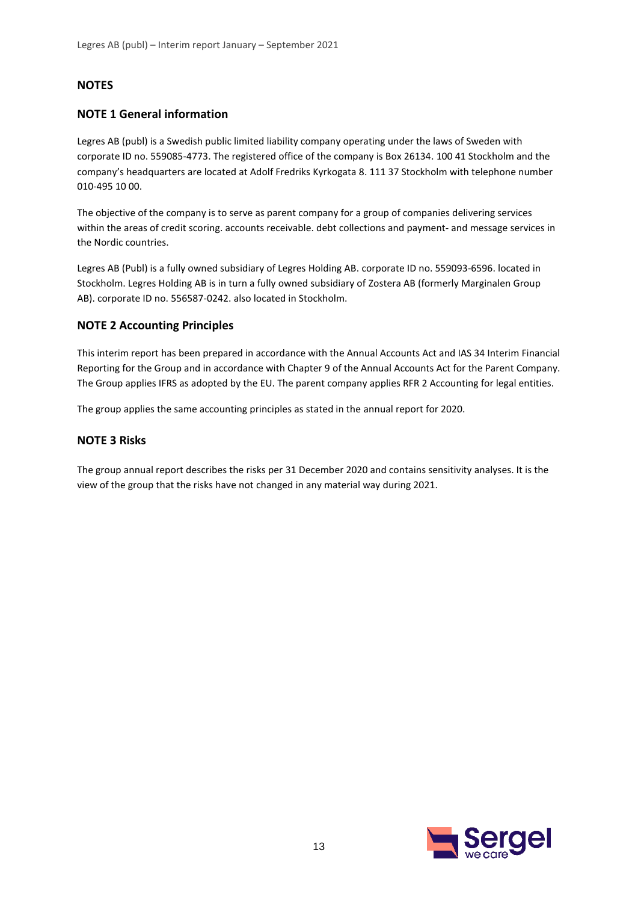## NOTES

### NOTE 1 General information

Legres AB (publ) is a Swedish public limited liability company operating under the laws of Sweden with corporate ID no. 559085-4773. The registered office of the company is Box 26134. 100 41 Stockholm and the company's headquarters are located at Adolf Fredriks Kyrkogata 8. 111 37 Stockholm with telephone number 010-495 10 00.

The objective of the company is to serve as parent company for a group of companies delivering services within the areas of credit scoring. accounts receivable. debt collections and payment- and message services in the Nordic countries.

Legres AB (Publ) is a fully owned subsidiary of Legres Holding AB. corporate ID no. 559093-6596. located in Stockholm. Legres Holding AB is in turn a fully owned subsidiary of Zostera AB (formerly Marginalen Group AB). corporate ID no. 556587-0242. also located in Stockholm.

### NOTE 2 Accounting Principles

This interim report has been prepared in accordance with the Annual Accounts Act and IAS 34 Interim Financial Reporting for the Group and in accordance with Chapter 9 of the Annual Accounts Act for the Parent Company. The Group applies IFRS as adopted by the EU. The parent company applies RFR 2 Accounting for legal entities.

The group applies the same accounting principles as stated in the annual report for 2020.

### NOTE 3 Risks

The group annual report describes the risks per 31 December 2020 and contains sensitivity analyses. It is the view of the group that the risks have not changed in any material way during 2021.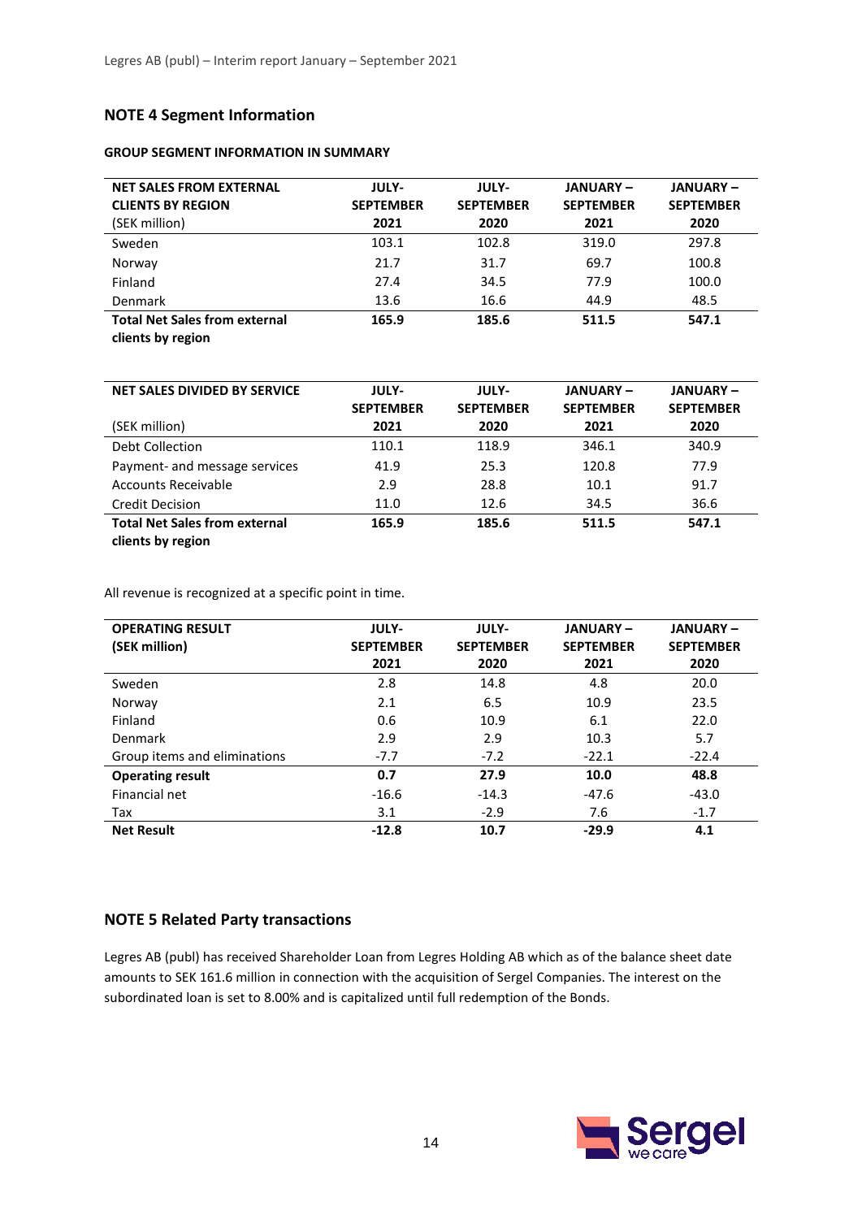## NOTE 4 Segment Information

**GROUP SEGMENT INFORMATION IN SUMMARY**

| **NET SALES FROM EXTERNAL CLIENTS BY REGION** (SEK million) | **JULY-SEPTEMBER 2021** | **JULY-SEPTEMBER 2020** | **JANUARY – SEPTEMBER 2021** | **JANUARY – SEPTEMBER 2020** |
|---|---|---|---|---|
| Sweden | 103.1 | 102.8 | 319.0 | 297.8 |
| Norway | 21.7 | 31.7 | 69.7 | 100.8 |
| Finland | 27.4 | 34.5 | 77.9 | 100.0 |
| Denmark | 13.6 | 16.6 | 44.9 | 48.5 |
| **Total Net Sales from external clients by region** | **165.9** | **185.6** | **511.5** | **547.1** |

| **NET SALES DIVIDED BY SERVICE** (SEK million) | **JULY-SEPTEMBER 2021** | **JULY-SEPTEMBER 2020** | **JANUARY – SEPTEMBER 2021** | **JANUARY – SEPTEMBER 2020** |
|---|---|---|---|---|
| Debt Collection | 110.1 | 118.9 | 346.1 | 340.9 |
| Payment- and message services | 41.9 | 25.3 | 120.8 | 77.9 |
| Accounts Receivable | 2.9 | 28.8 | 10.1 | 91.7 |
| Credit Decision | 11.0 | 12.6 | 34.5 | 36.6 |
| **Total Net Sales from external clients by region** | **165.9** | **185.6** | **511.5** | **547.1** |

All revenue is recognized at a specific point in time.

| **OPERATING RESULT (SEK million)** | **JULY-SEPTEMBER 2021** | **JULY-SEPTEMBER 2020** | **JANUARY – SEPTEMBER 2021** | **JANUARY – SEPTEMBER 2020** |
|---|---|---|---|---|
| Sweden | 2.8 | 14.8 | 4.8 | 20.0 |
| Norway | 2.1 | 6.5 | 10.9 | 23.5 |
| Finland | 0.6 | 10.9 | 6.1 | 22.0 |
| Denmark | 2.9 | 2.9 | 10.3 | 5.7 |
| Group items and eliminations | -7.7 | -7.2 | -22.1 | -22.4 |
| **Operating result** | **0.7** | **27.9** | **10.0** | **48.8** |
| Financial net | -16.6 | -14.3 | -47.6 | -43.0 |
| Tax | 3.1 | -2.9 | 7.6 | -1.7 |
| **Net Result** | **-12.8** | **10.7** | **-29.9** | **4.1** |

## NOTE 5 Related Party transactions

Legres AB (publ) has received Shareholder Loan from Legres Holding AB which as of the balance sheet date amounts to SEK 161.6 million in connection with the acquisition of Sergel Companies. The interest on the subordinated loan is set to 8.00% and is capitalized until full redemption of the Bonds.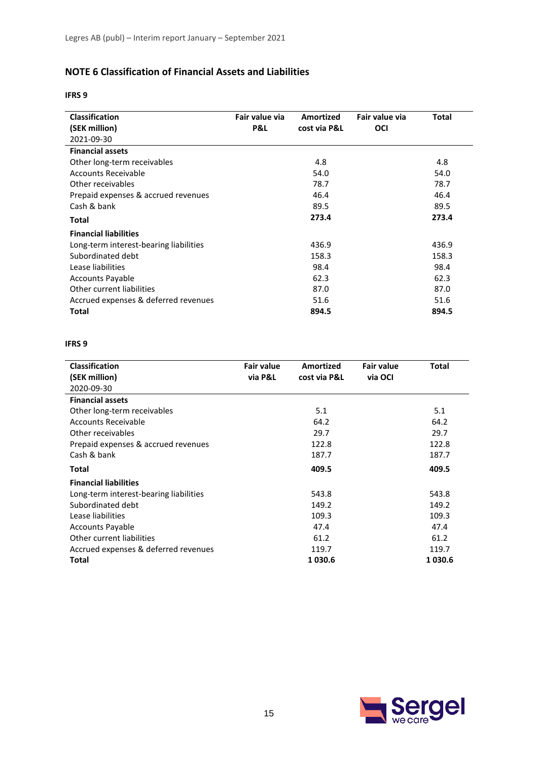## NOTE 6 Classification of Financial Assets and Liabilities

**IFRS 9**

| Classification (SEK million) 2021-09-30 | Fair value via P&L | Amortized cost via P&L | Fair value via OCI | Total |
|---|---|---|---|---|
| **Financial assets** | | | | |
| Other long-term receivables | | 4.8 | | 4.8 |
| Accounts Receivable | | 54.0 | | 54.0 |
| Other receivables | | 78.7 | | 78.7 |
| Prepaid expenses & accrued revenues | | 46.4 | | 46.4 |
| Cash & bank | | 89.5 | | 89.5 |
| **Total** | | **273.4** | | **273.4** |
| **Financial liabilities** | | | | |
| Long-term interest-bearing liabilities | | 436.9 | | 436.9 |
| Subordinated debt | | 158.3 | | 158.3 |
| Lease liabilities | | 98.4 | | 98.4 |
| Accounts Payable | | 62.3 | | 62.3 |
| Other current liabilities | | 87.0 | | 87.0 |
| Accrued expenses & deferred revenues | | 51.6 | | 51.6 |
| **Total** | | **894.5** | | **894.5** |

**IFRS 9**

| Classification (SEK million) 2020-09-30 | Fair value via P&L | Amortized cost via P&L | Fair value via OCI | Total |
|---|---|---|---|---|
| **Financial assets** | | | | |
| Other long-term receivables | | 5.1 | | 5.1 |
| Accounts Receivable | | 64.2 | | 64.2 |
| Other receivables | | 29.7 | | 29.7 |
| Prepaid expenses & accrued revenues | | 122.8 | | 122.8 |
| Cash & bank | | 187.7 | | 187.7 |
| **Total** | | **409.5** | | **409.5** |
| **Financial liabilities** | | | | |
| Long-term interest-bearing liabilities | | 543.8 | | 543.8 |
| Subordinated debt | | 149.2 | | 149.2 |
| Lease liabilities | | 109.3 | | 109.3 |
| Accounts Payable | | 47.4 | | 47.4 |
| Other current liabilities | | 61.2 | | 61.2 |
| Accrued expenses & deferred revenues | | 119.7 | | 119.7 |
| **Total** | | **1 030.6** | | **1 030.6** |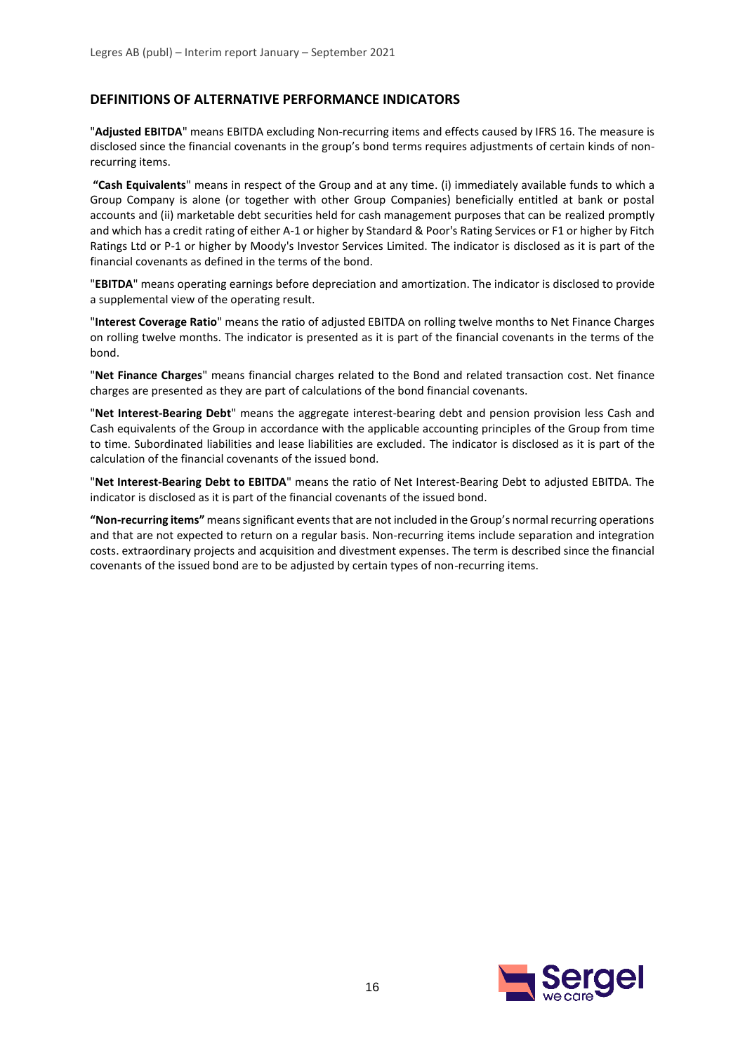## DEFINITIONS OF ALTERNATIVE PERFORMANCE INDICATORS

"**Adjusted EBITDA**" means EBITDA excluding Non-recurring items and effects caused by IFRS 16. The measure is disclosed since the financial covenants in the group's bond terms requires adjustments of certain kinds of non-recurring items.

**"Cash Equivalents**" means in respect of the Group and at any time. (i) immediately available funds to which a Group Company is alone (or together with other Group Companies) beneficially entitled at bank or postal accounts and (ii) marketable debt securities held for cash management purposes that can be realized promptly and which has a credit rating of either A-1 or higher by Standard & Poor's Rating Services or F1 or higher by Fitch Ratings Ltd or P-1 or higher by Moody's Investor Services Limited. The indicator is disclosed as it is part of the financial covenants as defined in the terms of the bond.

"**EBITDA**" means operating earnings before depreciation and amortization. The indicator is disclosed to provide a supplemental view of the operating result.

"**Interest Coverage Ratio**" means the ratio of adjusted EBITDA on rolling twelve months to Net Finance Charges on rolling twelve months. The indicator is presented as it is part of the financial covenants in the terms of the bond.

"**Net Finance Charges**" means financial charges related to the Bond and related transaction cost. Net finance charges are presented as they are part of calculations of the bond financial covenants.

"**Net Interest-Bearing Debt**" means the aggregate interest-bearing debt and pension provision less Cash and Cash equivalents of the Group in accordance with the applicable accounting principles of the Group from time to time. Subordinated liabilities and lease liabilities are excluded. The indicator is disclosed as it is part of the calculation of the financial covenants of the issued bond.

"**Net Interest-Bearing Debt to EBITDA**" means the ratio of Net Interest-Bearing Debt to adjusted EBITDA. The indicator is disclosed as it is part of the financial covenants of the issued bond.

**"Non-recurring items"** means significant events that are not included in the Group's normal recurring operations and that are not expected to return on a regular basis. Non-recurring items include separation and integration costs. extraordinary projects and acquisition and divestment expenses. The term is described since the financial covenants of the issued bond are to be adjusted by certain types of non-recurring items.